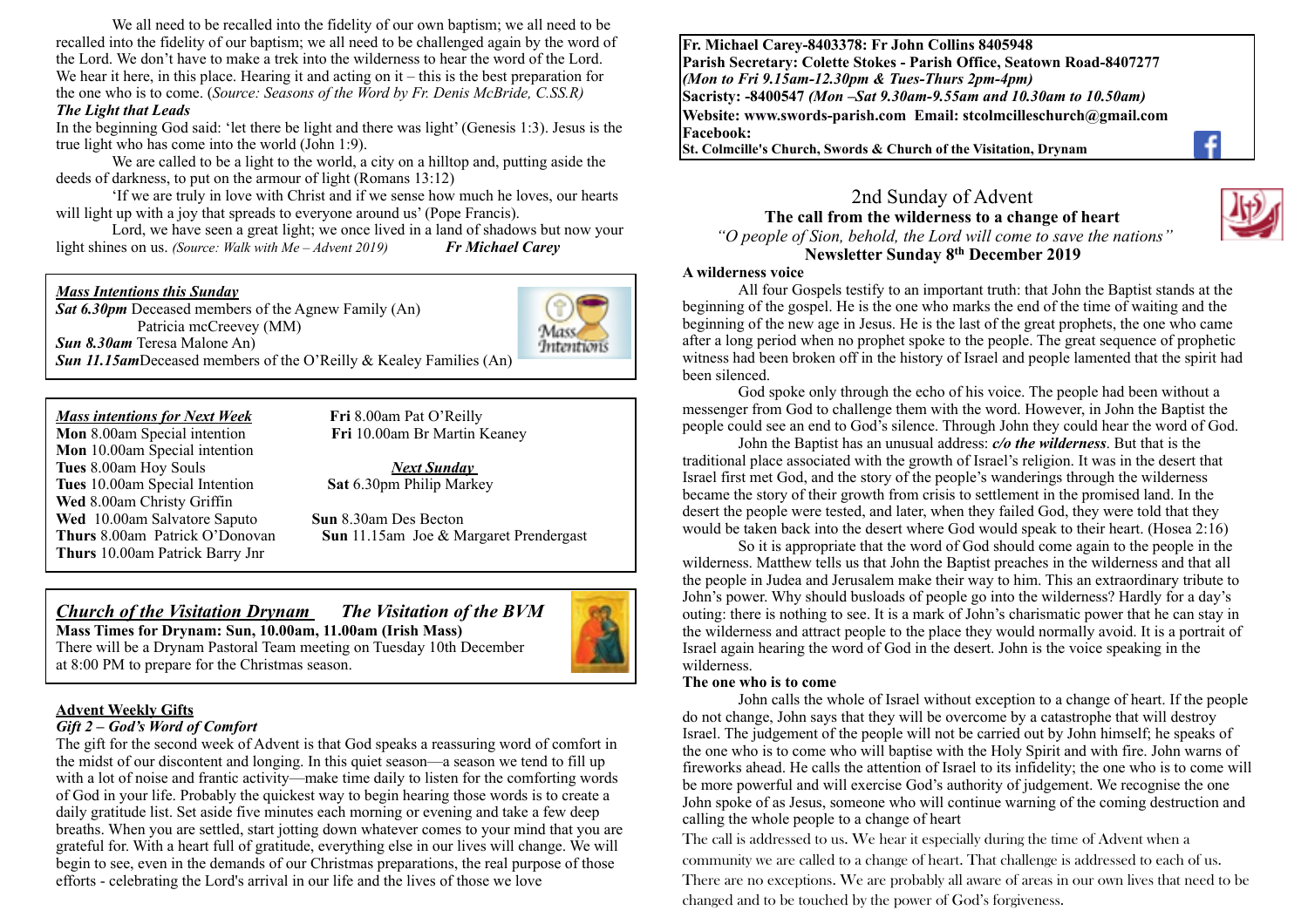We all need to be recalled into the fidelity of our own baptism; we all need to be recalled into the fidelity of our baptism; we all need to be challenged again by the word of the Lord. We don't have to make a trek into the wilderness to hear the word of the Lord. We hear it here, in this place. Hearing it and acting on it – this is the best preparation for the one who is to come. (*Source: Seasons of the Word by Fr. Denis McBride, C.SS.R)*

***The Light that Leads***

In the beginning God said: 'let there be light and there was light' (Genesis 1:3). Jesus is the true light who has come into the world (John 1:9).

We are called to be a light to the world, a city on a hilltop and, putting aside the deeds of darkness, to put on the armour of light (Romans 13:12)

'If we are truly in love with Christ and if we sense how much he loves, our hearts will light up with a joy that spreads to everyone around us' (Pope Francis).

Lord, we have seen a great light; we once lived in a land of shadows but now your light shines on us. *(Source: Walk with Me – Advent 2019)* ***Fr Michael Carey***

***Mass Intentions this Sunday***

***Sat 6.30pm*** Deceased members of the Agnew Family (An)
Patricia mcCreevey (MM)
***Sun 8.30am*** Teresa Malone An)
***Sun 11.15am***Deceased members of the O'Reilly & Kealey Families (An)

***Mass intentions for Next Week***

**Mon** 8.00am Special intention
**Mon** 10.00am Special intention
**Tues** 8.00am Hoy Souls
**Tues** 10.00am Special Intention
**Wed** 8.00am Christy Griffin
**Wed** 10.00am Salvatore Saputo
**Thurs** 8.00am Patrick O'Donovan
**Thurs** 10.00am Patrick Barry Jnr
**Fri** 8.00am Pat O'Reilly
**Fri** 10.00am Br Martin Keaney

***Next Sunday***

**Sat** 6.30pm Philip Markey
**Sun** 8.30am Des Becton
**Sun** 11.15am Joe & Margaret Prendergast

***Church of the Visitation Drynam*** ***The Visitation of the BVM***

**Mass Times for Drynam: Sun, 10.00am, 11.00am (Irish Mass)**

There will be a Drynam Pastoral Team meeting on Tuesday 10th December at 8:00 PM to prepare for the Christmas season.

**Advent Weekly Gifts**

***Gift 2 – God's Word of Comfort***

The gift for the second week of Advent is that God speaks a reassuring word of comfort in the midst of our discontent and longing. In this quiet season—a season we tend to fill up with a lot of noise and frantic activity—make time daily to listen for the comforting words of God in your life. Probably the quickest way to begin hearing those words is to create a daily gratitude list. Set aside five minutes each morning or evening and take a few deep breaths. When you are settled, start jotting down whatever comes to your mind that you are grateful for. With a heart full of gratitude, everything else in our lives will change. We will begin to see, even in the demands of our Christmas preparations, the real purpose of those efforts - celebrating the Lord's arrival in our life and the lives of those we love

**Fr. Michael Carey-8403378: Fr John Collins 8405948**
**Parish Secretary: Colette Stokes - Parish Office, Seatown Road-8407277**
***(Mon to Fri 9.15am-12.30pm & Tues-Thurs 2pm-4pm)***
**Sacristy: -8400547 *(Mon –Sat 9.30am-9.55am and 10.30am to 10.50am)***
**Website: www.swords-parish.com Email: stcolmcilleschurch@gmail.com**
**Facebook:**
**St. Colmcille's Church, Swords & Church of the Visitation, Drynam**

## 2nd Sunday of Advent

**The call from the wilderness to a change of heart**

*"O people of Sion, behold, the Lord will come to save the nations"*

**Newsletter Sunday 8th December 2019**

**A wilderness voice**

All four Gospels testify to an important truth: that John the Baptist stands at the beginning of the gospel. He is the one who marks the end of the time of waiting and the beginning of the new age in Jesus. He is the last of the great prophets, the one who came after a long period when no prophet spoke to the people. The great sequence of prophetic witness had been broken off in the history of Israel and people lamented that the spirit had been silenced.

God spoke only through the echo of his voice. The people had been without a messenger from God to challenge them with the word. However, in John the Baptist the people could see an end to God's silence. Through John they could hear the word of God.

John the Baptist has an unusual address: ***c/o the wilderness***. But that is the traditional place associated with the growth of Israel's religion. It was in the desert that Israel first met God, and the story of the people's wanderings through the wilderness became the story of their growth from crisis to settlement in the promised land. In the desert the people were tested, and later, when they failed God, they were told that they would be taken back into the desert where God would speak to their heart. (Hosea 2:16)

So it is appropriate that the word of God should come again to the people in the wilderness. Matthew tells us that John the Baptist preaches in the wilderness and that all the people in Judea and Jerusalem make their way to him. This an extraordinary tribute to John's power. Why should busloads of people go into the wilderness? Hardly for a day's outing: there is nothing to see. It is a mark of John's charismatic power that he can stay in the wilderness and attract people to the place they would normally avoid. It is a portrait of Israel again hearing the word of God in the desert. John is the voice speaking in the wilderness.

**The one who is to come**

John calls the whole of Israel without exception to a change of heart. If the people do not change, John says that they will be overcome by a catastrophe that will destroy Israel. The judgement of the people will not be carried out by John himself; he speaks of the one who is to come who will baptise with the Holy Spirit and with fire. John warns of fireworks ahead. He calls the attention of Israel to its infidelity; the one who is to come will be more powerful and will exercise God's authority of judgement. We recognise the one John spoke of as Jesus, someone who will continue warning of the coming destruction and calling the whole people to a change of heart

The call is addressed to us. We hear it especially during the time of Advent when a community we are called to a change of heart. That challenge is addressed to each of us. There are no exceptions. We are probably all aware of areas in our own lives that need to be changed and to be touched by the power of God's forgiveness.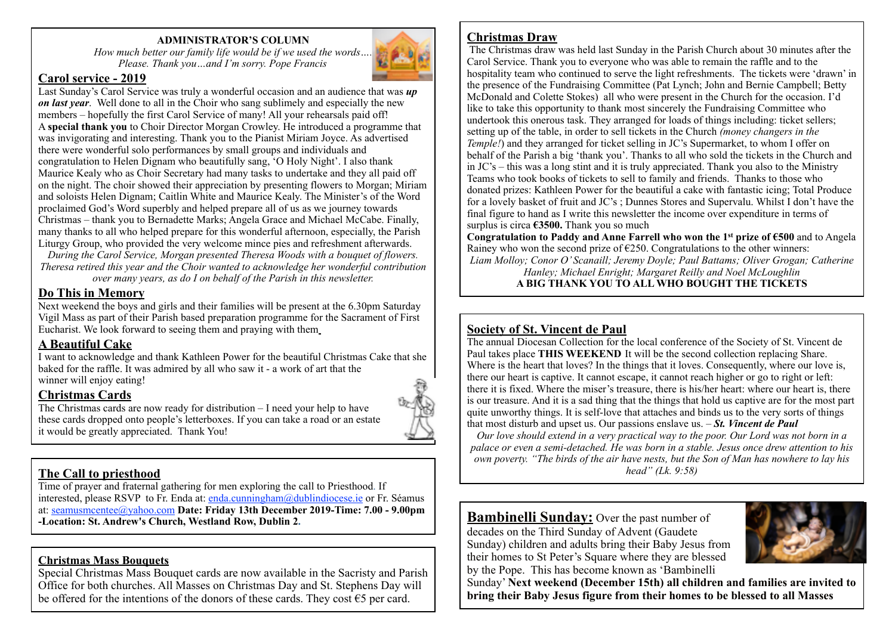**ADMINISTRATOR'S COLUMN**

*How much better our family life would be if we used the words…. Please. Thank you…and I'm sorry. Pope Francis*

## Carol service - 2019

Last Sunday's Carol Service was truly a wonderful occasion and an audience that was ***up on last year***. Well done to all in the Choir who sang sublimely and especially the new members – hopefully the first Carol Service of many! All your rehearsals paid off! A **special thank you** to Choir Director Morgan Crowley. He introduced a programme that was invigorating and interesting. Thank you to the Pianist Miriam Joyce. As advertised there were wonderful solo performances by small groups and individuals and congratulation to Helen Dignam who beautifully sang, 'O Holy Night'. I also thank Maurice Kealy who as Choir Secretary had many tasks to undertake and they all paid off on the night. The choir showed their appreciation by presenting flowers to Morgan; Miriam and soloists Helen Dignam; Caitlin White and Maurice Kealy. The Minister's of the Word proclaimed God's Word superbly and helped prepare all of us as we journey towards Christmas – thank you to Bernadette Marks; Angela Grace and Michael McCabe. Finally, many thanks to all who helped prepare for this wonderful afternoon, especially, the Parish Liturgy Group, who provided the very welcome mince pies and refreshment afterwards.

*During the Carol Service, Morgan presented Theresa Woods with a bouquet of flowers. Theresa retired this year and the Choir wanted to acknowledge her wonderful contribution over many years, as do I on behalf of the Parish in this newsletter.*

## Do This in Memory

Next weekend the boys and girls and their families will be present at the 6.30pm Saturday Vigil Mass as part of their Parish based preparation programme for the Sacrament of First Eucharist. We look forward to seeing them and praying with them.

## A Beautiful Cake

I want to acknowledge and thank Kathleen Power for the beautiful Christmas Cake that she baked for the raffle. It was admired by all who saw it - a work of art that the winner will enjoy eating!

## Christmas Cards

The Christmas cards are now ready for distribution – I need your help to have these cards dropped onto people's letterboxes. If you can take a road or an estate it would be greatly appreciated. Thank You!

## The Call to priesthood

Time of prayer and fraternal gathering for men exploring the call to Priesthood. If interested, please RSVP to Fr. Enda at: enda.cunningham@dublindiocese.ie or Fr. Séamus at: seamusmcentee@yahoo.com **Date: Friday 13th December 2019-Time: 7.00 - 9.00pm -Location: St. Andrew's Church, Westland Row, Dublin 2.**

## Christmas Mass Bouquets

Special Christmas Mass Bouquet cards are now available in the Sacristy and Parish Office for both churches. All Masses on Christmas Day and St. Stephens Day will be offered for the intentions of the donors of these cards. They cost €5 per card.

## Christmas Draw

The Christmas draw was held last Sunday in the Parish Church about 30 minutes after the Carol Service. Thank you to everyone who was able to remain the raffle and to the hospitality team who continued to serve the light refreshments. The tickets were 'drawn' in the presence of the Fundraising Committee (Pat Lynch; John and Bernie Campbell; Betty McDonald and Colette Stokes) all who were present in the Church for the occasion. I'd like to take this opportunity to thank most sincerely the Fundraising Committee who undertook this onerous task. They arranged for loads of things including: ticket sellers; setting up of the table, in order to sell tickets in the Church *(money changers in the Temple!*) and they arranged for ticket selling in JC's Supermarket, to whom I offer on behalf of the Parish a big 'thank you'. Thanks to all who sold the tickets in the Church and in JC's – this was a long stint and it is truly appreciated. Thank you also to the Ministry Teams who took books of tickets to sell to family and friends. Thanks to those who donated prizes: Kathleen Power for the beautiful a cake with fantastic icing; Total Produce for a lovely basket of fruit and JC's ; Dunnes Stores and Supervalu. Whilst I don't have the final figure to hand as I write this newsletter the income over expenditure in terms of surplus is circa **€3500.** Thank you so much

**Congratulation to Paddy and Anne Farrell who won the 1st prize of €500** and to Angela Rainey who won the second prize of €250. Congratulations to the other winners: *Liam Molloy; Conor O'Scanaill; Jeremy Doyle; Paul Battams; Oliver Grogan; Catherine Hanley; Michael Enright; Margaret Reilly and Noel McLoughlin*

**A BIG THANK YOU TO ALL WHO BOUGHT THE TICKETS**

## Society of St. Vincent de Paul

The annual Diocesan Collection for the local conference of the Society of St. Vincent de Paul takes place **THIS WEEKEND** It will be the second collection replacing Share. Where is the heart that loves? In the things that it loves. Consequently, where our love is, there our heart is captive. It cannot escape, it cannot reach higher or go to right or left: there it is fixed. Where the miser's treasure, there is his/her heart: where our heart is, there is our treasure. And it is a sad thing that the things that hold us captive are for the most part quite unworthy things. It is self-love that attaches and binds us to the very sorts of things that most disturb and upset us. Our passions enslave us. – ***St. Vincent de Paul***

*Our love should extend in a very practical way to the poor. Our Lord was not born in a palace or even a semi-detached. He was born in a stable. Jesus once drew attention to his own poverty. "The birds of the air have nests, but the Son of Man has nowhere to lay his head" (Lk. 9:58)*

## Bambinelli Sunday:

Over the past number of decades on the Third Sunday of Advent (Gaudete Sunday) children and adults bring their Baby Jesus from their homes to St Peter's Square where they are blessed by the Pope. This has become known as 'Bambinelli Sunday' **Next weekend (December 15th) all children and families are invited to bring their Baby Jesus figure from their homes to be blessed to all Masses**